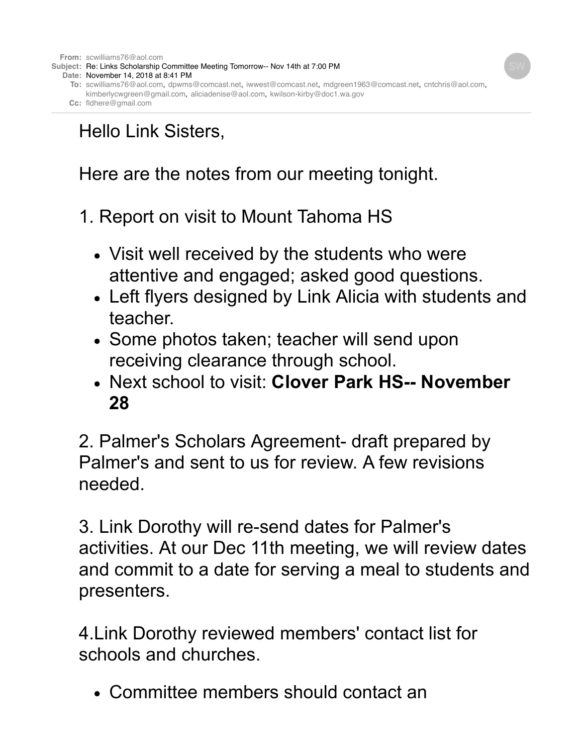**From:** scwilliams76@aol.com
**Subject:** Re: Links Scholarship Committee Meeting Tomorrow-- Nov 14th at 7:00 PM
**Date:** November 14, 2018 at 8:41 PM
**To:** scwilliams76@aol.com, dpwms@comcast.net, iwwest@comcast.net, mdgreen1963@comcast.net, cntchris@aol.com, kimberlycwgreen@gmail.com, aliciadenise@aol.com, kwilson-kirby@doc1.wa.gov
**Cc:** fldhere@gmail.com

---

Hello Link Sisters,

Here are the notes from our meeting tonight.

1. Report on visit to Mount Tahoma HS

- Visit well received by the students who were attentive and engaged; asked good questions.
- Left flyers designed by Link Alicia with students and teacher.
- Some photos taken; teacher will send upon receiving clearance through school.
- Next school to visit: **Clover Park HS-- November 28**

2. Palmer's Scholars Agreement- draft prepared by Palmer's and sent to us for review. A few revisions needed.

3. Link Dorothy will re-send dates for Palmer's activities. At our Dec 11th meeting, we will review dates and commit to a date for serving a meal to students and presenters.

4.Link Dorothy reviewed members' contact list for schools and churches.

- Committee members should contact an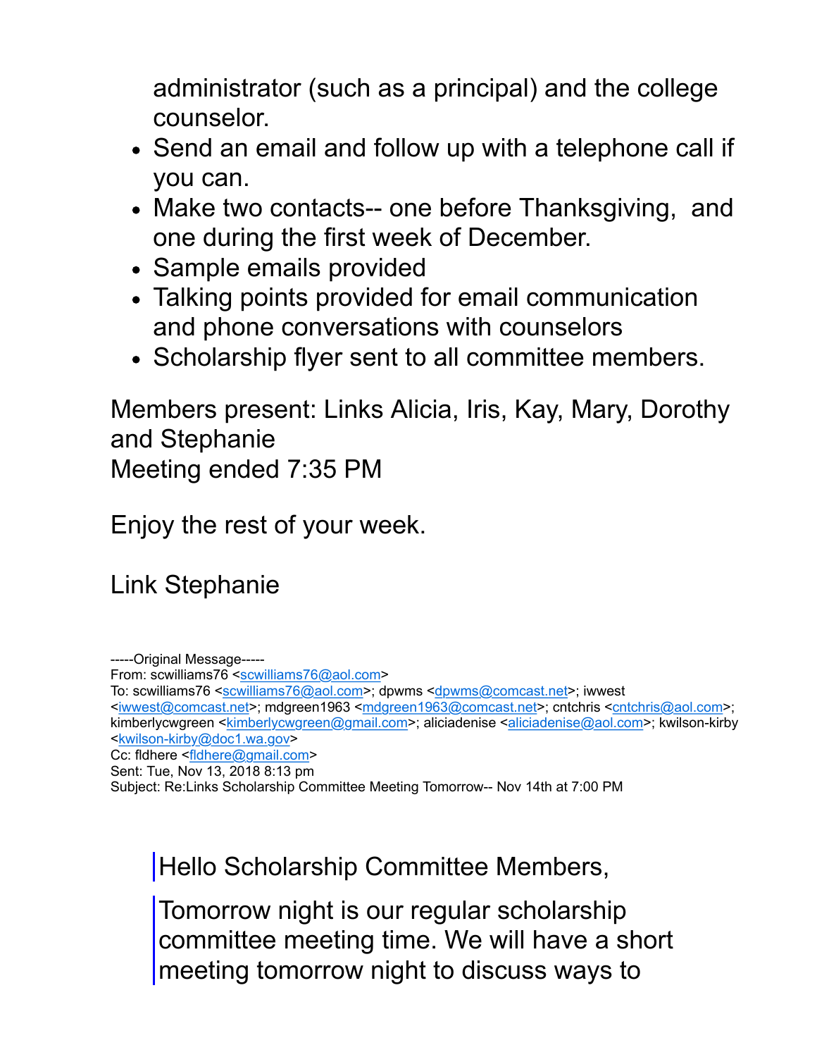administrator (such as a principal) and the college counselor.

- Send an email and follow up with a telephone call if you can.
- Make two contacts-- one before Thanksgiving, and one during the first week of December.
- Sample emails provided
- Talking points provided for email communication and phone conversations with counselors
- Scholarship flyer sent to all committee members.

Members present: Links Alicia, Iris, Kay, Mary, Dorothy and Stephanie
Meeting ended 7:35 PM

Enjoy the rest of your week.

Link Stephanie

-----Original Message-----
From: scwilliams76 <scwilliams76@aol.com>
To: scwilliams76 <scwilliams76@aol.com>; dpwms <dpwms@comcast.net>; iwwest <iwwest@comcast.net>; mdgreen1963 <mdgreen1963@comcast.net>; cntchris <cntchris@aol.com>; kimberlycwgreen <kimberlycwgreen@gmail.com>; aliciadenise <aliciadenise@aol.com>; kwilson-kirby <kwilson-kirby@doc1.wa.gov>
Cc: fldhere <fldhere@gmail.com>
Sent: Tue, Nov 13, 2018 8:13 pm
Subject: Re:Links Scholarship Committee Meeting Tomorrow-- Nov 14th at 7:00 PM

> Hello Scholarship Committee Members,
>
> Tomorrow night is our regular scholarship committee meeting time. We will have a short meeting tomorrow night to discuss ways to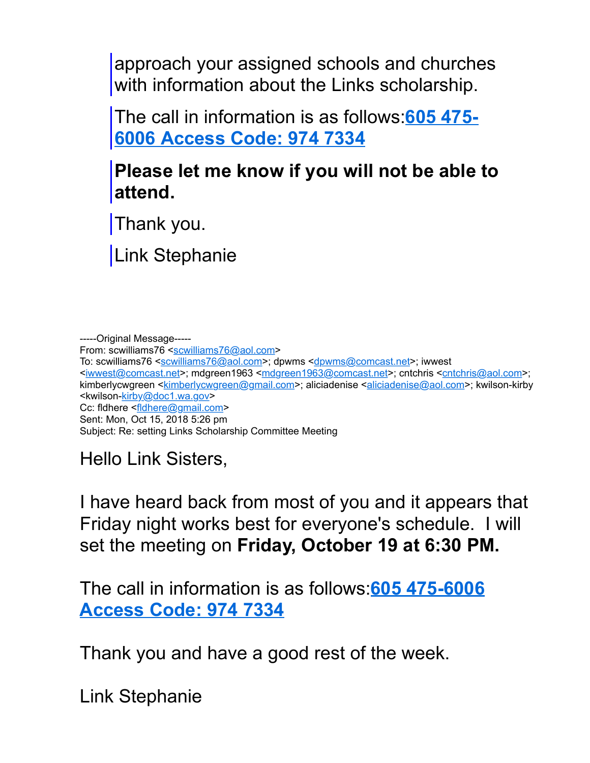> approach your assigned schools and churches with information about the Links scholarship.
>
> The call in information is as follows:**605 475-6006 Access Code: 974 7334**
>
> **Please let me know if you will not be able to attend.**
>
> Thank you.
>
> Link Stephanie

-----Original Message-----
From: scwilliams76 <scwilliams76@aol.com>
To: scwilliams76 <scwilliams76@aol.com>; dpwms <dpwms@comcast.net>; iwwest <iwwest@comcast.net>; mdgreen1963 <mdgreen1963@comcast.net>; cntchris <cntchris@aol.com>; kimberlycwgreen <kimberlycwgreen@gmail.com>; aliciadenise <aliciadenise@aol.com>; kwilson-kirby <kwilson-kirby@doc1.wa.gov>
Cc: fldhere <fldhere@gmail.com>
Sent: Mon, Oct 15, 2018 5:26 pm
Subject: Re: setting Links Scholarship Committee Meeting

Hello Link Sisters,

I have heard back from most of you and it appears that Friday night works best for everyone's schedule. I will set the meeting on **Friday, October 19 at 6:30 PM.**

The call in information is as follows:**605 475-6006 Access Code: 974 7334**

Thank you and have a good rest of the week.

Link Stephanie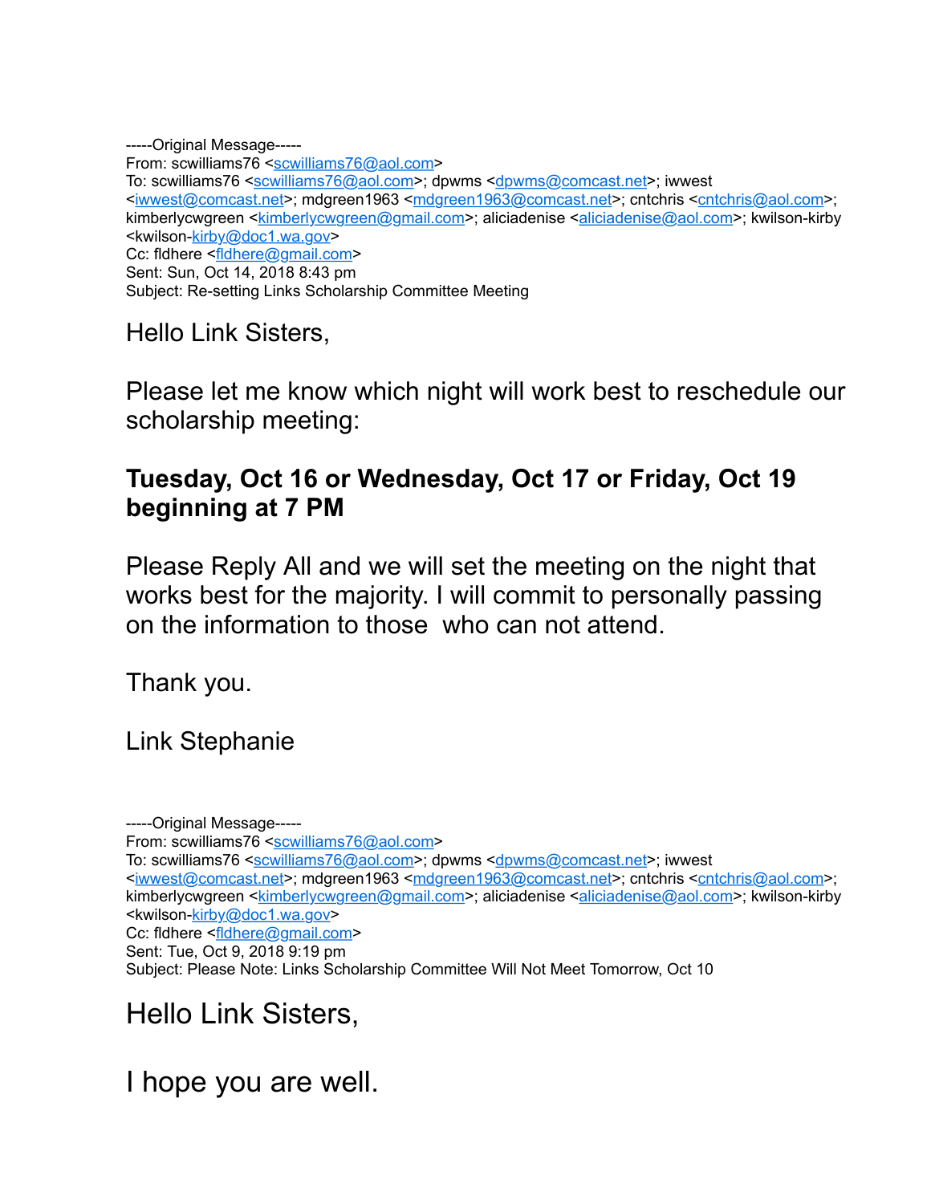-----Original Message-----
From: scwilliams76 <scwilliams76@aol.com>
To: scwilliams76 <scwilliams76@aol.com>; dpwms <dpwms@comcast.net>; iwwest <iwwest@comcast.net>; mdgreen1963 <mdgreen1963@comcast.net>; cntchris <cntchris@aol.com>; kimberlycwgreen <kimberlycwgreen@gmail.com>; aliciadenise <aliciadenise@aol.com>; kwilson-kirby <kwilson-kirby@doc1.wa.gov>
Cc: fldhere <fldhere@gmail.com>
Sent: Sun, Oct 14, 2018 8:43 pm
Subject: Re-setting Links Scholarship Committee Meeting

Hello Link Sisters,

Please let me know which night will work best to reschedule our scholarship meeting:

**Tuesday, Oct 16 or Wednesday, Oct 17 or Friday, Oct 19 beginning at 7 PM**

Please Reply All and we will set the meeting on the night that works best for the majority. I will commit to personally passing on the information to those who can not attend.

Thank you.

Link Stephanie

-----Original Message-----
From: scwilliams76 <scwilliams76@aol.com>
To: scwilliams76 <scwilliams76@aol.com>; dpwms <dpwms@comcast.net>; iwwest <iwwest@comcast.net>; mdgreen1963 <mdgreen1963@comcast.net>; cntchris <cntchris@aol.com>; kimberlycwgreen <kimberlycwgreen@gmail.com>; aliciadenise <aliciadenise@aol.com>; kwilson-kirby <kwilson-kirby@doc1.wa.gov>
Cc: fldhere <fldhere@gmail.com>
Sent: Tue, Oct 9, 2018 9:19 pm
Subject: Please Note: Links Scholarship Committee Will Not Meet Tomorrow, Oct 10

Hello Link Sisters,

I hope you are well.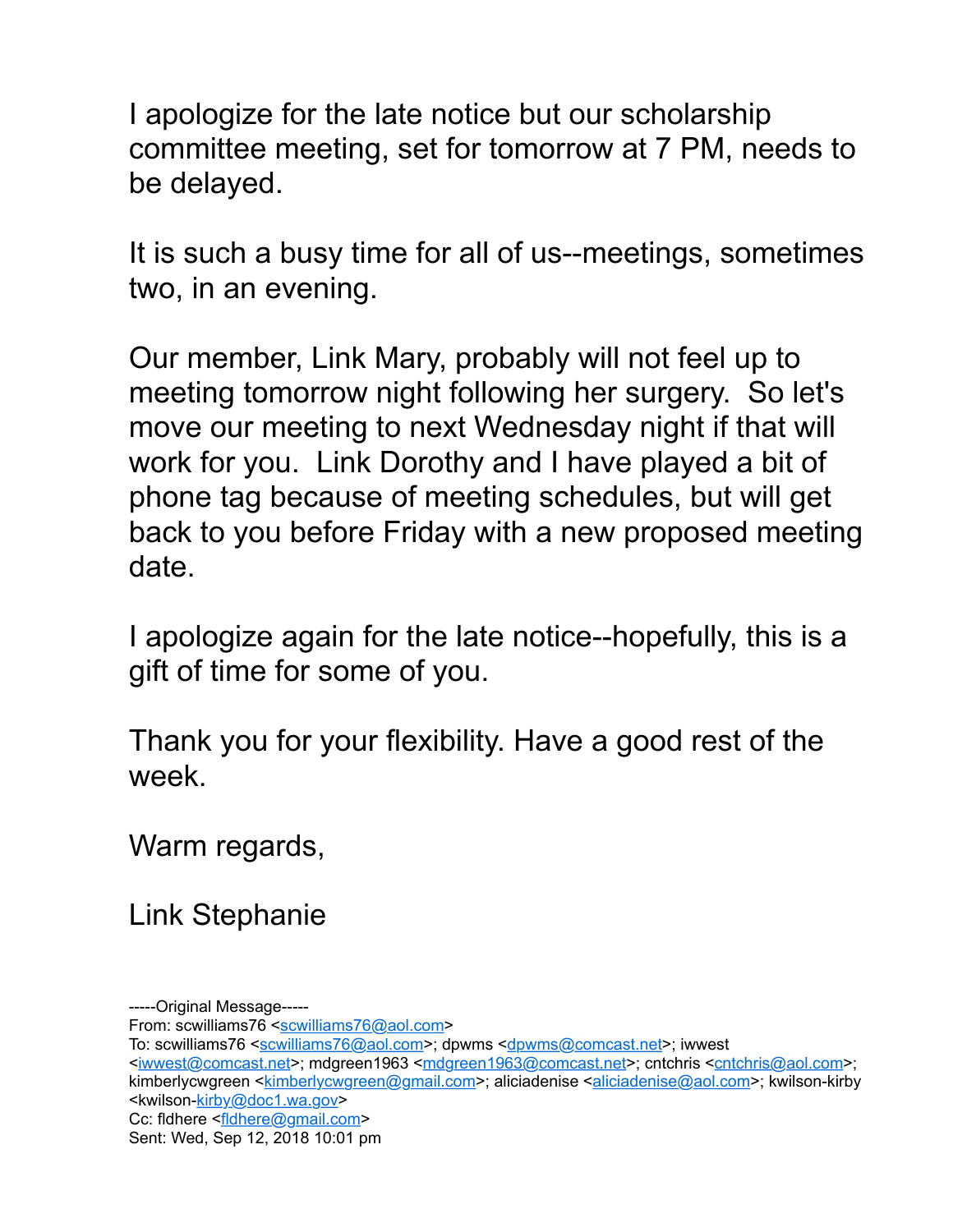I apologize for the late notice but our scholarship committee meeting, set for tomorrow at 7 PM, needs to be delayed.

It is such a busy time for all of us--meetings, sometimes two, in an evening.

Our member, Link Mary, probably will not feel up to meeting tomorrow night following her surgery.  So let's move our meeting to next Wednesday night if that will work for you.  Link Dorothy and I have played a bit of phone tag because of meeting schedules, but will get back to you before Friday with a new proposed meeting date.

I apologize again for the late notice--hopefully, this is a gift of time for some of you.

Thank you for your flexibility. Have a good rest of the week.

Warm regards,

Link Stephanie

-----Original Message-----
From: scwilliams76 <scwilliams76@aol.com>
To: scwilliams76 <scwilliams76@aol.com>; dpwms <dpwms@comcast.net>; iwwest <iwwest@comcast.net>; mdgreen1963 <mdgreen1963@comcast.net>; cntchris <cntchris@aol.com>; kimberlycwgreen <kimberlycwgreen@gmail.com>; aliciadenise <aliciadenise@aol.com>; kwilson-kirby <kwilson-kirby@doc1.wa.gov>
Cc: fldhere <fldhere@gmail.com>
Sent: Wed, Sep 12, 2018 10:01 pm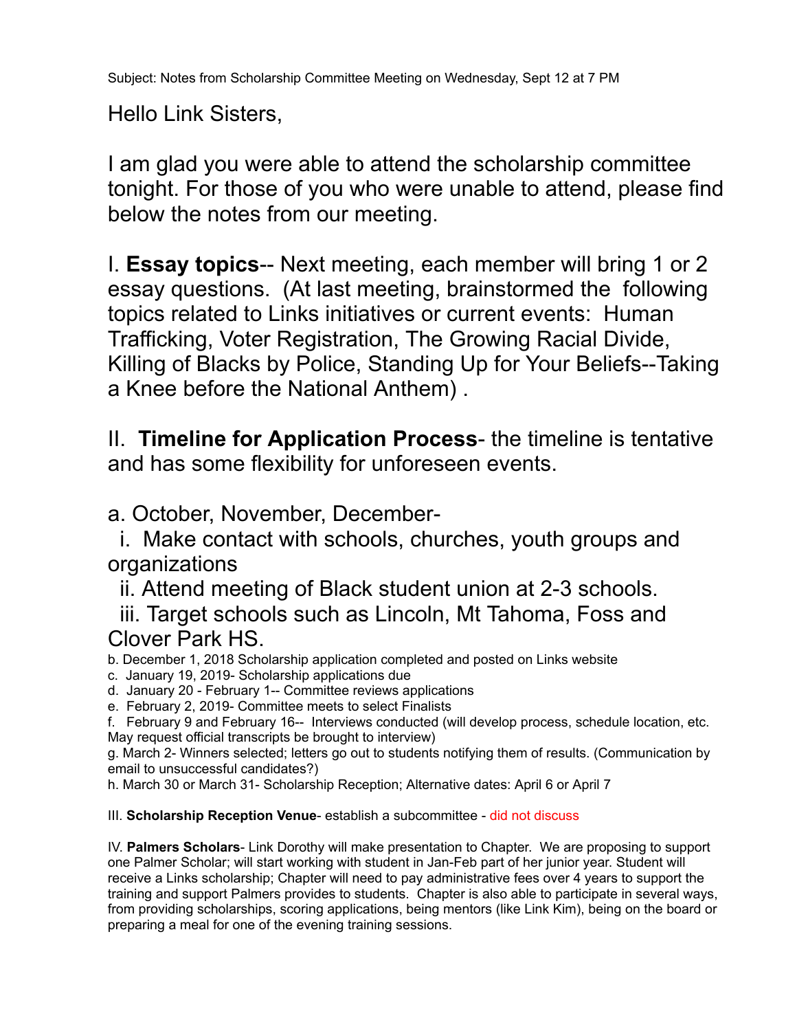Subject: Notes from Scholarship Committee Meeting on Wednesday, Sept 12 at 7 PM

Hello Link Sisters,

I am glad you were able to attend the scholarship committee tonight. For those of you who were unable to attend, please find below the notes from our meeting.

I. **Essay topics**-- Next meeting, each member will bring 1 or 2 essay questions. (At last meeting, brainstormed the following topics related to Links initiatives or current events: Human Trafficking, Voter Registration, The Growing Racial Divide, Killing of Blacks by Police, Standing Up for Your Beliefs--Taking a Knee before the National Anthem) .

II. **Timeline for Application Process**- the timeline is tentative and has some flexibility for unforeseen events.

a. October, November, December-

i. Make contact with schools, churches, youth groups and organizations

ii. Attend meeting of Black student union at 2-3 schools.

iii. Target schools such as Lincoln, Mt Tahoma, Foss and Clover Park HS.

b. December 1, 2018 Scholarship application completed and posted on Links website

c. January 19, 2019- Scholarship applications due

d. January 20 - February 1-- Committee reviews applications

e. February 2, 2019- Committee meets to select Finalists

f. February 9 and February 16-- Interviews conducted (will develop process, schedule location, etc. May request official transcripts be brought to interview)

g. March 2- Winners selected; letters go out to students notifying them of results. (Communication by email to unsuccessful candidates?)

h. March 30 or March 31- Scholarship Reception; Alternative dates: April 6 or April 7

III. **Scholarship Reception Venue**- establish a subcommittee - did not discuss

IV. **Palmers Scholars**- Link Dorothy will make presentation to Chapter. We are proposing to support one Palmer Scholar; will start working with student in Jan-Feb part of her junior year. Student will receive a Links scholarship; Chapter will need to pay administrative fees over 4 years to support the training and support Palmers provides to students. Chapter is also able to participate in several ways, from providing scholarships, scoring applications, being mentors (like Link Kim), being on the board or preparing a meal for one of the evening training sessions.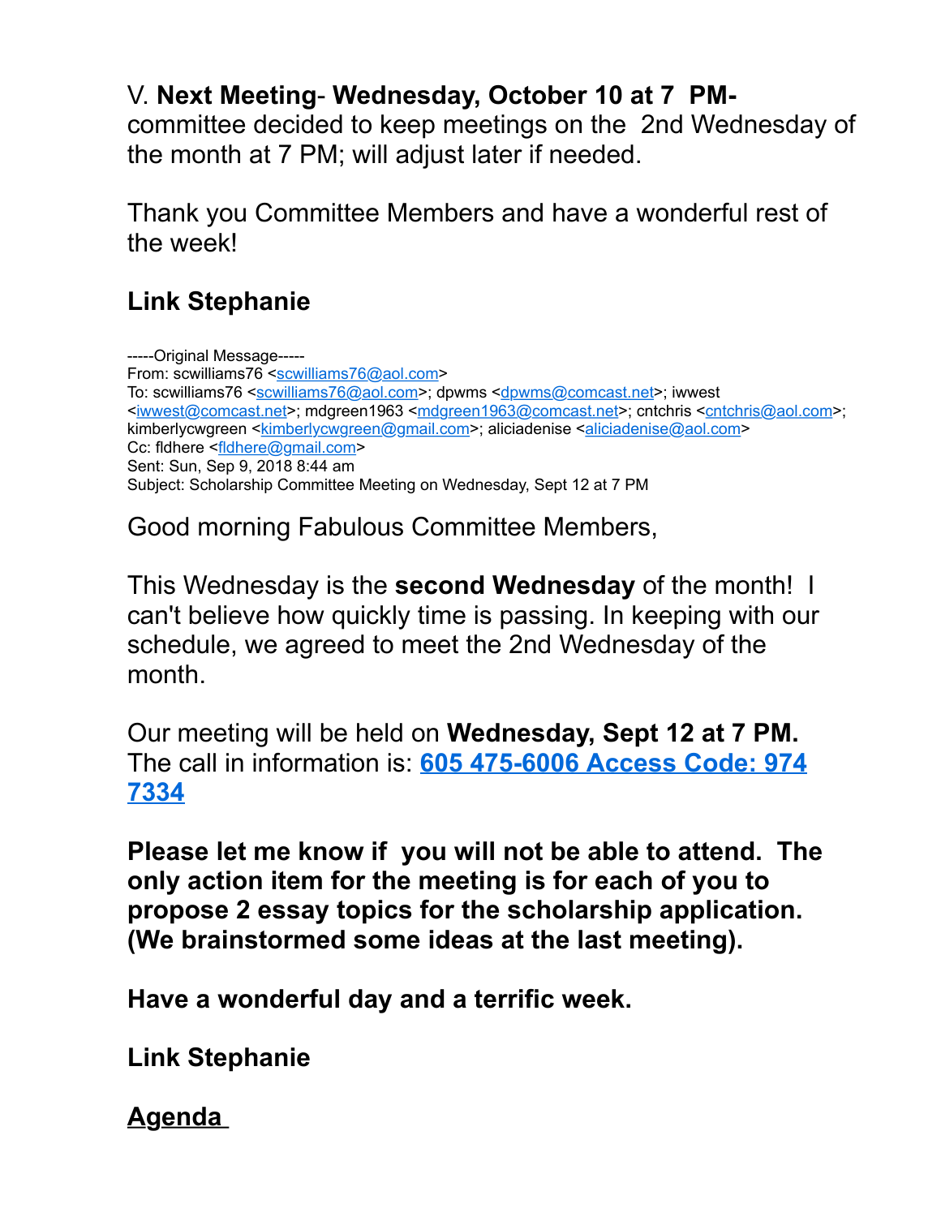V. **Next Meeting**- **Wednesday, October 10 at 7 PM-** committee decided to keep meetings on the 2nd Wednesday of the month at 7 PM; will adjust later if needed.

Thank you Committee Members and have a wonderful rest of the week!

**Link Stephanie**

-----Original Message-----
From: scwilliams76 <scwilliams76@aol.com>
To: scwilliams76 <scwilliams76@aol.com>; dpwms <dpwms@comcast.net>; iwwest <iwwest@comcast.net>; mdgreen1963 <mdgreen1963@comcast.net>; cntchris <cntchris@aol.com>; kimberlycwgreen <kimberlycwgreen@gmail.com>; aliciadenise <aliciadenise@aol.com>
Cc: fldhere <fldhere@gmail.com>
Sent: Sun, Sep 9, 2018 8:44 am
Subject: Scholarship Committee Meeting on Wednesday, Sept 12 at 7 PM

Good morning Fabulous Committee Members,

This Wednesday is the **second Wednesday** of the month! I can't believe how quickly time is passing. In keeping with our schedule, we agreed to meet the 2nd Wednesday of the month.

Our meeting will be held on **Wednesday, Sept 12 at 7 PM.** The call in information is: **605 475-6006 Access Code: 974 7334**

**Please let me know if you will not be able to attend. The only action item for the meeting is for each of you to propose 2 essay topics for the scholarship application. (We brainstormed some ideas at the last meeting).**

**Have a wonderful day and a terrific week.**

**Link Stephanie**

**Agenda**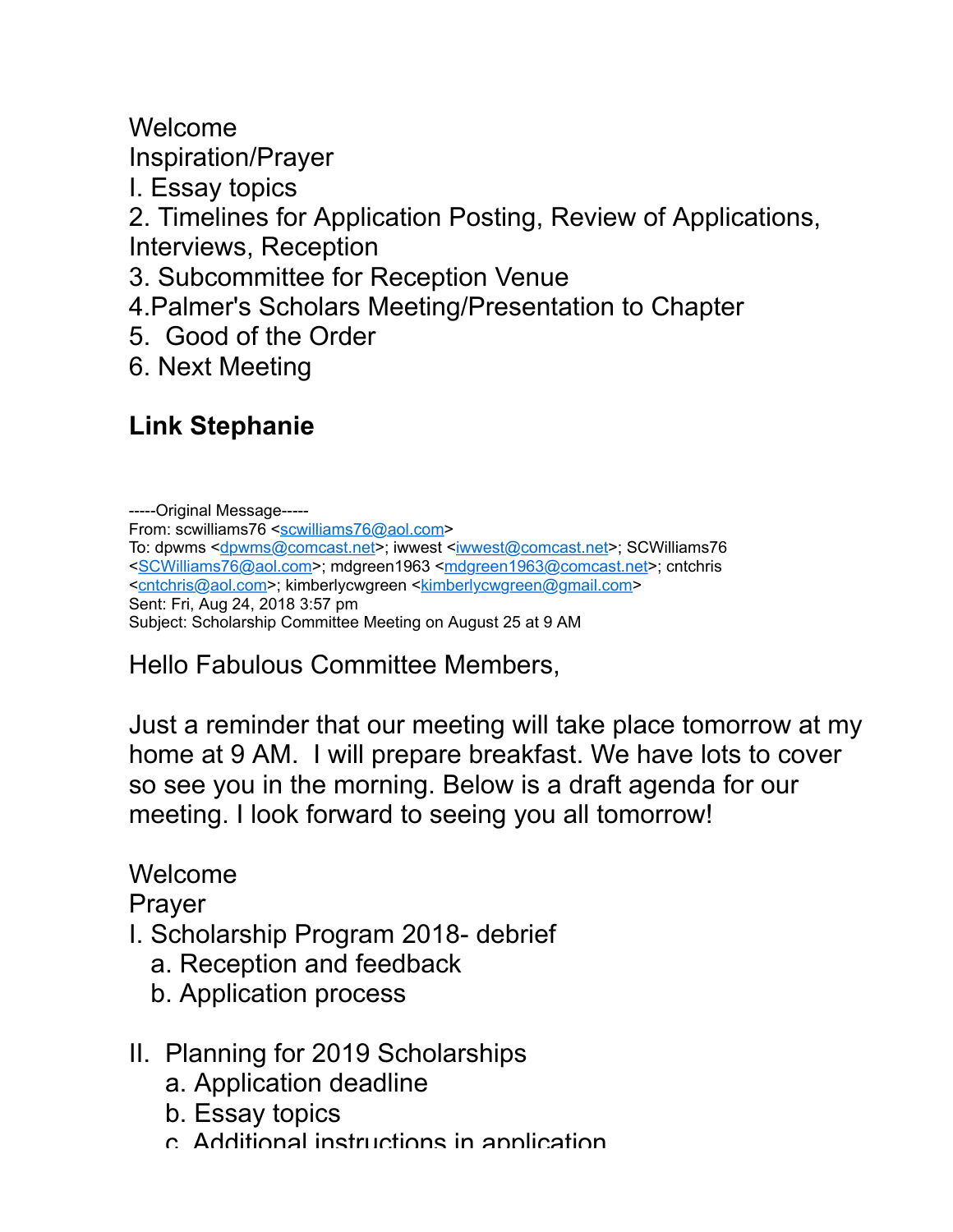Welcome
Inspiration/Prayer
I. Essay topics
2. Timelines for Application Posting, Review of Applications, Interviews, Reception
3. Subcommittee for Reception Venue
4.Palmer's Scholars Meeting/Presentation to Chapter
5.  Good of the Order
6. Next Meeting

**Link Stephanie**

-----Original Message-----
From: scwilliams76 <scwilliams76@aol.com>
To: dpwms <dpwms@comcast.net>; iwwest <iwwest@comcast.net>; SCWilliams76 <SCWilliams76@aol.com>; mdgreen1963 <mdgreen1963@comcast.net>; cntchris <cntchris@aol.com>; kimberlycwgreen <kimberlycwgreen@gmail.com>
Sent: Fri, Aug 24, 2018 3:57 pm
Subject: Scholarship Committee Meeting on August 25 at 9 AM

Hello Fabulous Committee Members,

Just a reminder that our meeting will take place tomorrow at my home at 9 AM.  I will prepare breakfast. We have lots to cover so see you in the morning. Below is a draft agenda for our meeting. I look forward to seeing you all tomorrow!

Welcome
Prayer
I. Scholarship Program 2018- debrief
   a. Reception and feedback
   b. Application process

II.  Planning for 2019 Scholarships
   a. Application deadline
   b. Essay topics
   c. Additional instructions in application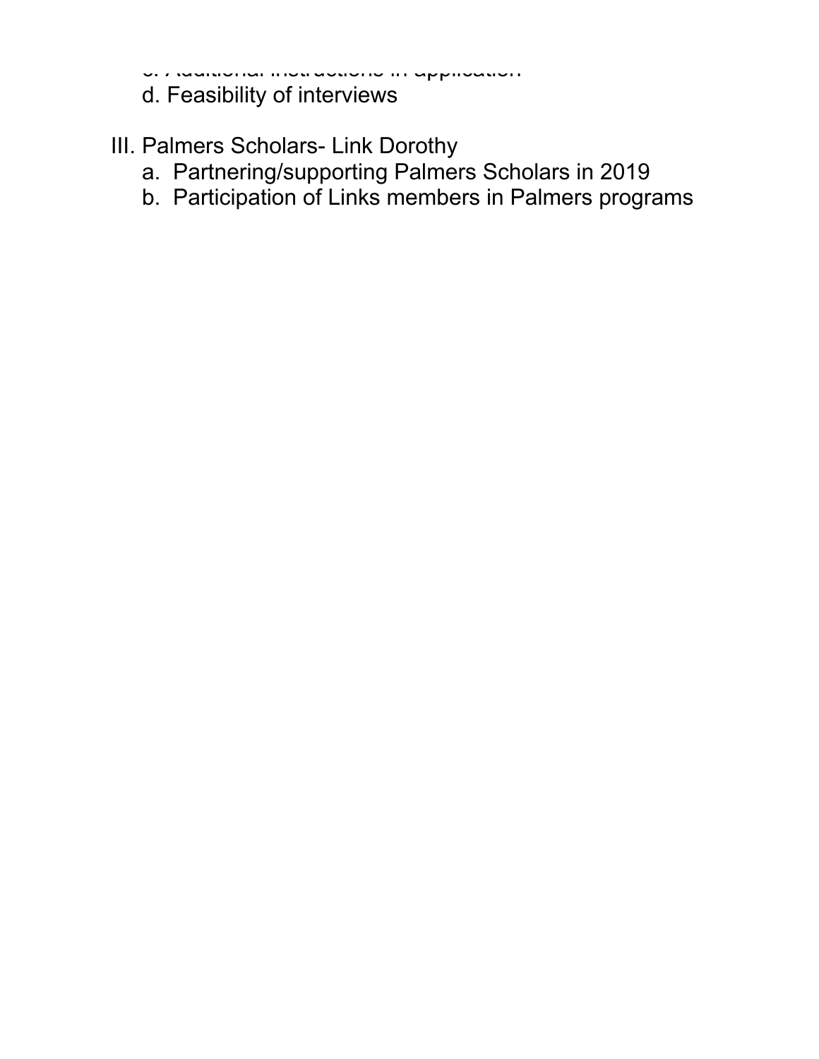c. Additional instructions in application
d. Feasibility of interviews

III. Palmers Scholars- Link Dorothy
   a. Partnering/supporting Palmers Scholars in 2019
   b. Participation of Links members in Palmers programs